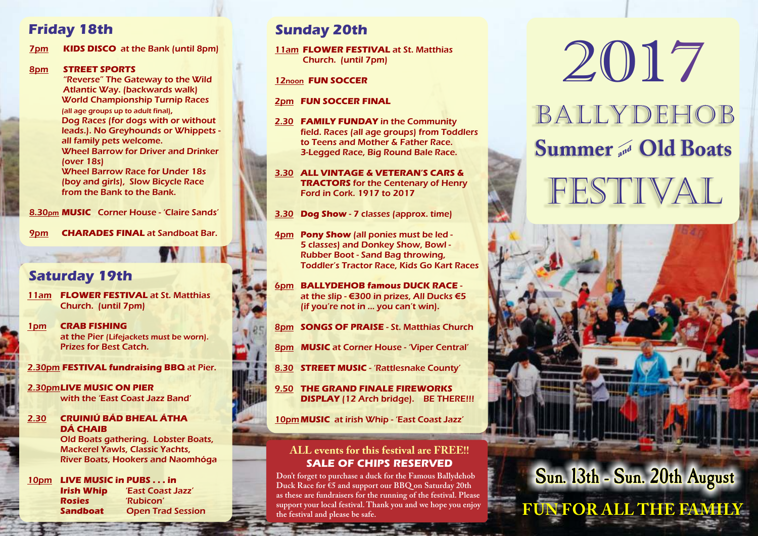# 2017 BALLYDEHOB Summer and Old Boats FESTIVAL

**Sun. 13th - Sun. 20th August**

**FUN FOR ALL THE FAMILY**

## Friday 18th

**7pm** **KIDS DISCO** at the Bank (until 8pm)

**8pm** **STREET SPORTS**
"Reverse" The Gateway to the Wild Atlantic Way. (backwards walk)
World Championship Turnip Races (all age groups up to adult final),
Dog Races (for dogs with or without leads.). No Greyhounds or Whippets - all family pets welcome.
Wheel Barrow for Driver and Drinker (over 18s)
Wheel Barrow Race for Under 18s (boy and girls), Slow Bicycle Race from the Bank to the Bank.

**8.30pm** **MUSIC** Corner House - 'Claire Sands'

**9pm** **CHARADES FINAL** at Sandboat Bar.

## Saturday 19th

**11am** **FLOWER FESTIVAL** at St. Matthias Church. (until 7pm)

**1pm** **CRAB FISHING** at the Pier (Lifejackets must be worn). Prizes for Best Catch.

**2.30pm** **FESTIVAL fundraising BBQ** at Pier.

**2.30pm** **LIVE MUSIC ON PIER** with the 'East Coast Jazz Band'

**2.30** **CRUINIÚ BÁD BHEAL ÁTHA DÁ CHAIB**
Old Boats gathering. Lobster Boats, Mackerel Yawls, Classic Yachts, River Boats, Hookers and Naomhóga

**10pm** **LIVE MUSIC in PUBS . . . in**

| | |
|---|---|
| **Irish Whip** | 'East Coast Jazz' |
| **Rosies** | 'Rubicon' |
| **Sandboat** | Open Trad Session |

## Sunday 20th

**11am** **FLOWER FESTIVAL** at St. Matthias Church. (until 7pm)

**12noon** **FUN SOCCER**

**2pm** **FUN SOCCER FINAL**

**2.30** **FAMILY FUNDAY** in the Community field. Races (all age groups) from Toddlers to Teens and Mother & Father Race. 3-Legged Race, Big Round Bale Race.

**3.30** **ALL VINTAGE & VETERAN'S CARS & TRACTORS** for the Centenary of Henry Ford in Cork. 1917 to 2017

**3.30** **Dog Show** - 7 classes (approx. time)

**4pm** **Pony Show** (all ponies must be led - 5 classes) and Donkey Show, Bowl - Rubber Boot - Sand Bag throwing, Toddler's Tractor Race, Kids Go Kart Races

**6pm** **BALLYDEHOB famous DUCK RACE** - at the slip - €300 in prizes, All Ducks €5 (if you're not in ... you can't win).

**8pm** **SONGS OF PRAISE** - St. Matthias Church

**8pm** **MUSIC** at Corner House - 'Viper Central'

**8.30** **STREET MUSIC** - 'Rattlesnake County'

**9.50** **THE GRAND FINALE FIREWORKS DISPLAY** (12 Arch bridge). BE THERE!!!

**10pm** **MUSIC** at irish Whip - 'East Coast Jazz'

**ALL events for this festival are FREE!!**

**SALE OF CHIPS RESERVED**

Don't forget to purchase a duck for the Famous Ballydehob Duck Race for €5 and support our BBQ on Saturday 20th as these are fundraisers for the running of the festival. Please support your local festival. Thank you and we hope you enjoy the festival and please be safe.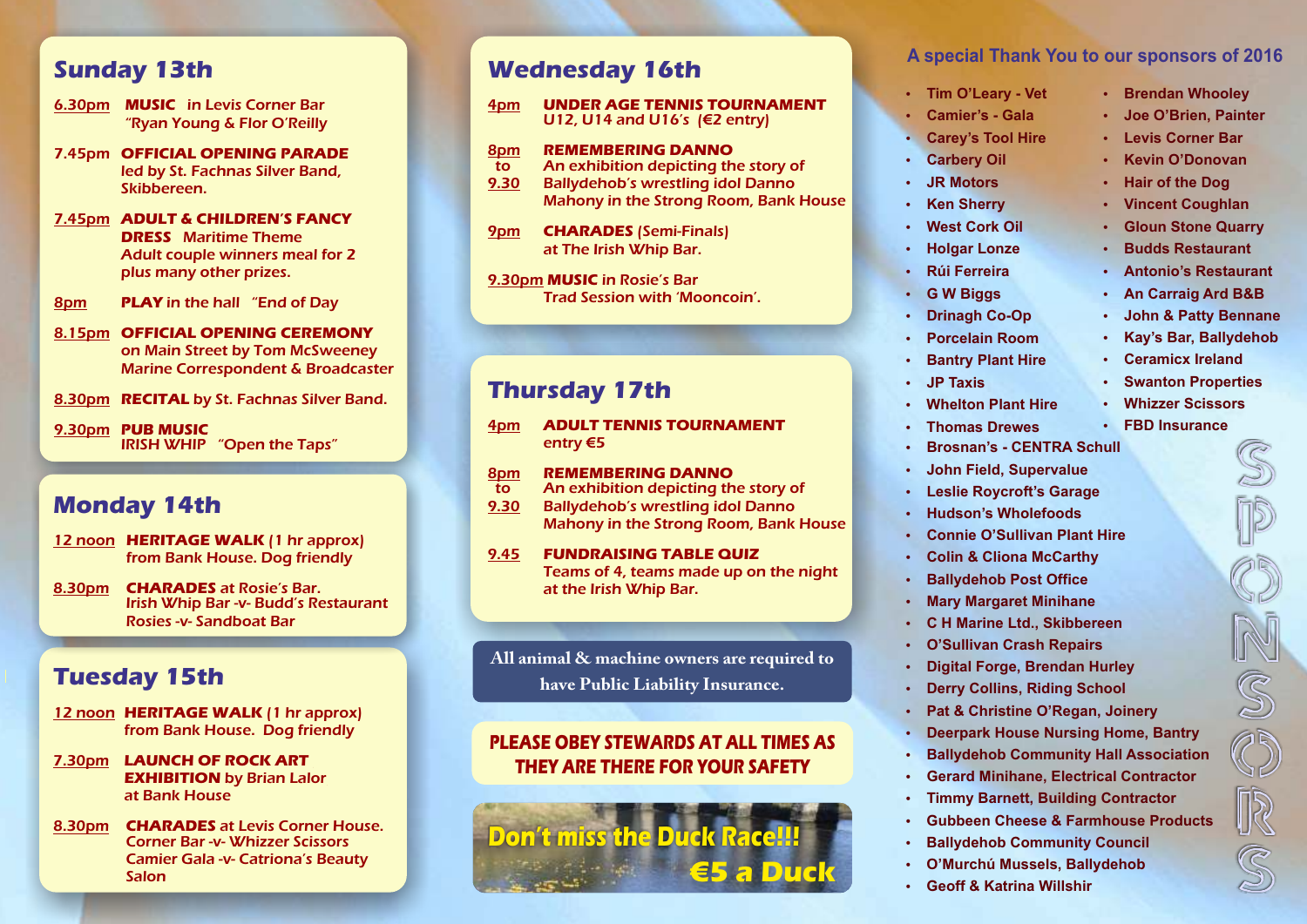## Sunday 13th

**6.30pm** **MUSIC** in Levis Corner Bar "Ryan Young & Flor O'Reilly

**7.45pm** **OFFICIAL OPENING PARADE** led by St. Fachnas Silver Band, Skibbereen.

**7.45pm** **ADULT & CHILDREN'S FANCY DRESS** Maritime Theme
Adult couple winners meal for 2 plus many other prizes.

**8pm** **PLAY** in the hall "End of Day

**8.15pm** **OFFICIAL OPENING CEREMONY** on Main Street by Tom McSweeney Marine Correspondent & Broadcaster

**8.30pm** **RECITAL** by St. Fachnas Silver Band.

**9.30pm** **PUB MUSIC** IRISH WHIP "Open the Taps"

## Monday 14th

**12 noon** **HERITAGE WALK** (1 hr approx) from Bank House. Dog friendly

**8.30pm** **CHARADES** at Rosie's Bar.
Irish Whip Bar -v- Budd's Restaurant
Rosies -v- Sandboat Bar

## Tuesday 15th

**12 noon** **HERITAGE WALK** (1 hr approx) from Bank House. Dog friendly

**7.30pm** **LAUNCH OF ROCK ART EXHIBITION** by Brian Lalor at Bank House

**8.30pm** **CHARADES** at Levis Corner House.
Corner Bar -v- Whizzer Scissors
Camier Gala -v- Catriona's Beauty Salon

## Wednesday 16th

**4pm** **UNDER AGE TENNIS TOURNAMENT** U12, U14 and U16's (€2 entry)

**8pm to 9.30** **REMEMBERING DANNO** An exhibition depicting the story of Ballydehob's wrestling idol Danno Mahony in the Strong Room, Bank House

**9pm** **CHARADES** (Semi-Finals) at The Irish Whip Bar.

**9.30pm** **MUSIC** in Rosie's Bar Trad Session with 'Mooncoin'.

## Thursday 17th

**4pm** **ADULT TENNIS TOURNAMENT** entry €5

**8pm to 9.30** **REMEMBERING DANNO** An exhibition depicting the story of Ballydehob's wrestling idol Danno Mahony in the Strong Room, Bank House

**9.45** **FUNDRAISING TABLE QUIZ** Teams of 4, teams made up on the night at the Irish Whip Bar.

**All animal & machine owners are required to have Public Liability Insurance.**

**PLEASE OBEY STEWARDS AT ALL TIMES AS THEY ARE THERE FOR YOUR SAFETY**

**Don't miss the Duck Race!!! €5 a Duck**

## A special Thank You to our sponsors of 2016

- Tim O'Leary - Vet
- Camier's - Gala
- Carey's Tool Hire
- Carbery Oil
- JR Motors
- Ken Sherry
- West Cork Oil
- Holgar Lonze
- Rúi Ferreira
- G W Biggs
- Drinagh Co-Op
- Porcelain Room
- Bantry Plant Hire
- JP Taxis
- Whelton Plant Hire
- Thomas Drewes
- Brendan Whooley
- Joe O'Brien, Painter
- Levis Corner Bar
- Kevin O'Donovan
- Hair of the Dog
- Vincent Coughlan
- Gloun Stone Quarry
- Budds Restaurant
- Antonio's Restaurant
- An Carraig Ard B&B
- John & Patty Bennane
- Kay's Bar, Ballydehob
- Ceramicx Ireland
- Swanton Properties
- Whizzer Scissors
- FBD Insurance
- Brosnan's - CENTRA Schull
- John Field, Supervalue
- Leslie Roycroft's Garage
- Hudson's Wholefoods
- Connie O'Sullivan Plant Hire
- Colin & Cliona McCarthy
- Ballydehob Post Office
- Mary Margaret Minihane
- C H Marine Ltd., Skibbereen
- O'Sullivan Crash Repairs
- Digital Forge, Brendan Hurley
- Derry Collins, Riding School
- Pat & Christine O'Regan, Joinery
- Deerpark House Nursing Home, Bantry
- Ballydehob Community Hall Association
- Gerard Minihane, Electrical Contractor
- Timmy Barnett, Building Contractor
- Gubbeen Cheese & Farmhouse Products
- Ballydehob Community Council
- O'Murchú Mussels, Ballydehob
- Geoff & Katrina Willshir

SPONSORS